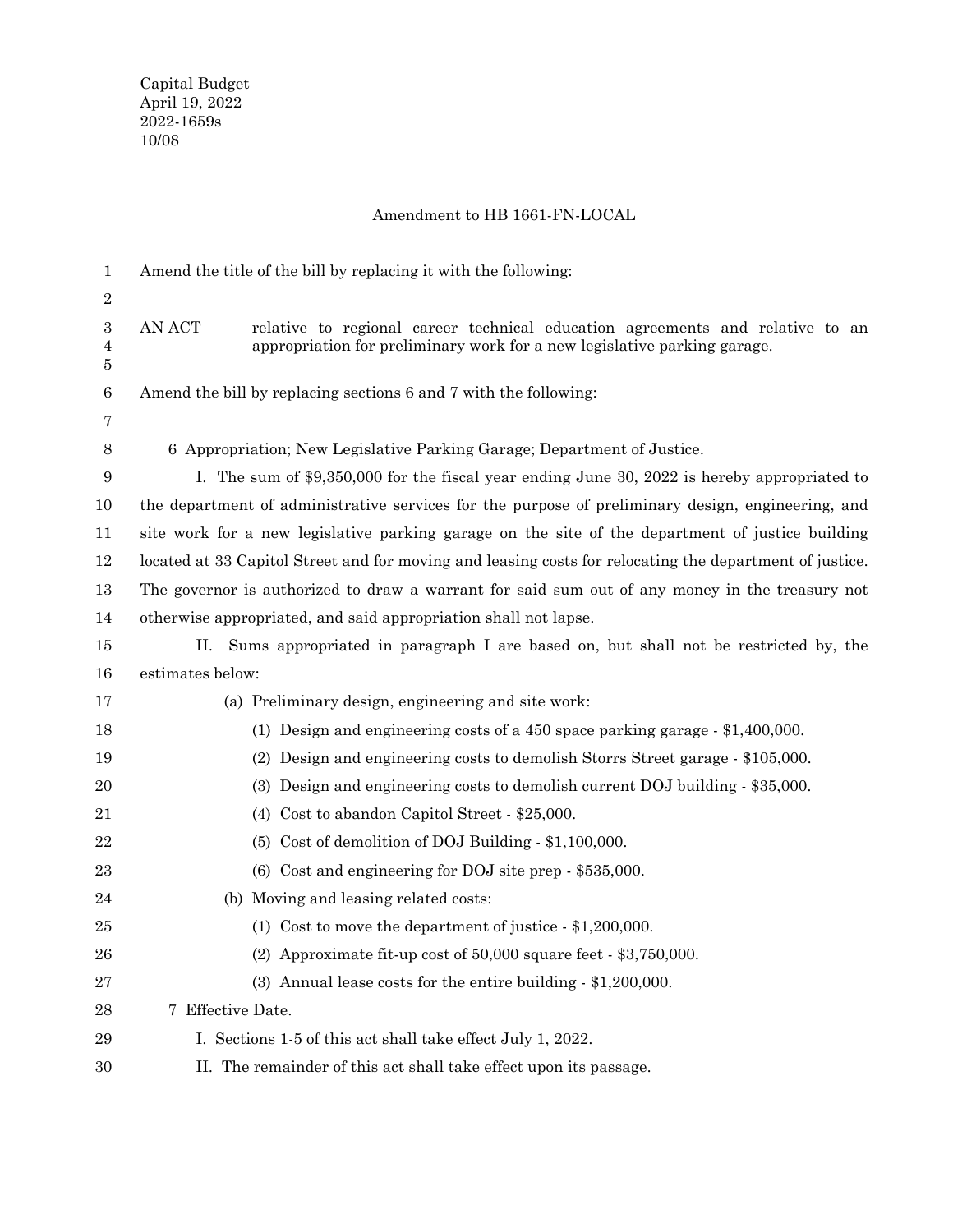Capital Budget
April 19, 2022
2022-1659s
10/08

# Amendment to HB 1661-FN-LOCAL

Amend the title of the bill by replacing it with the following:

AN ACT relative to regional career technical education agreements and relative to an appropriation for preliminary work for a new legislative parking garage.

Amend the bill by replacing sections 6 and 7 with the following:

6 Appropriation; New Legislative Parking Garage; Department of Justice.

I. The sum of $9,350,000 for the fiscal year ending June 30, 2022 is hereby appropriated to the department of administrative services for the purpose of preliminary design, engineering, and site work for a new legislative parking garage on the site of the department of justice building located at 33 Capitol Street and for moving and leasing costs for relocating the department of justice. The governor is authorized to draw a warrant for said sum out of any money in the treasury not otherwise appropriated, and said appropriation shall not lapse.

II. Sums appropriated in paragraph I are based on, but shall not be restricted by, the estimates below:

(a) Preliminary design, engineering and site work:

(1) Design and engineering costs of a 450 space parking garage - $1,400,000.

(2) Design and engineering costs to demolish Storrs Street garage - $105,000.

(3) Design and engineering costs to demolish current DOJ building - $35,000.

(4) Cost to abandon Capitol Street - $25,000.

(5) Cost of demolition of DOJ Building - $1,100,000.

(6) Cost and engineering for DOJ site prep - $535,000.

(b) Moving and leasing related costs:

(1) Cost to move the department of justice - $1,200,000.

(2) Approximate fit-up cost of 50,000 square feet - $3,750,000.

(3) Annual lease costs for the entire building - $1,200,000.

7 Effective Date.

I. Sections 1-5 of this act shall take effect July 1, 2022.

II. The remainder of this act shall take effect upon its passage.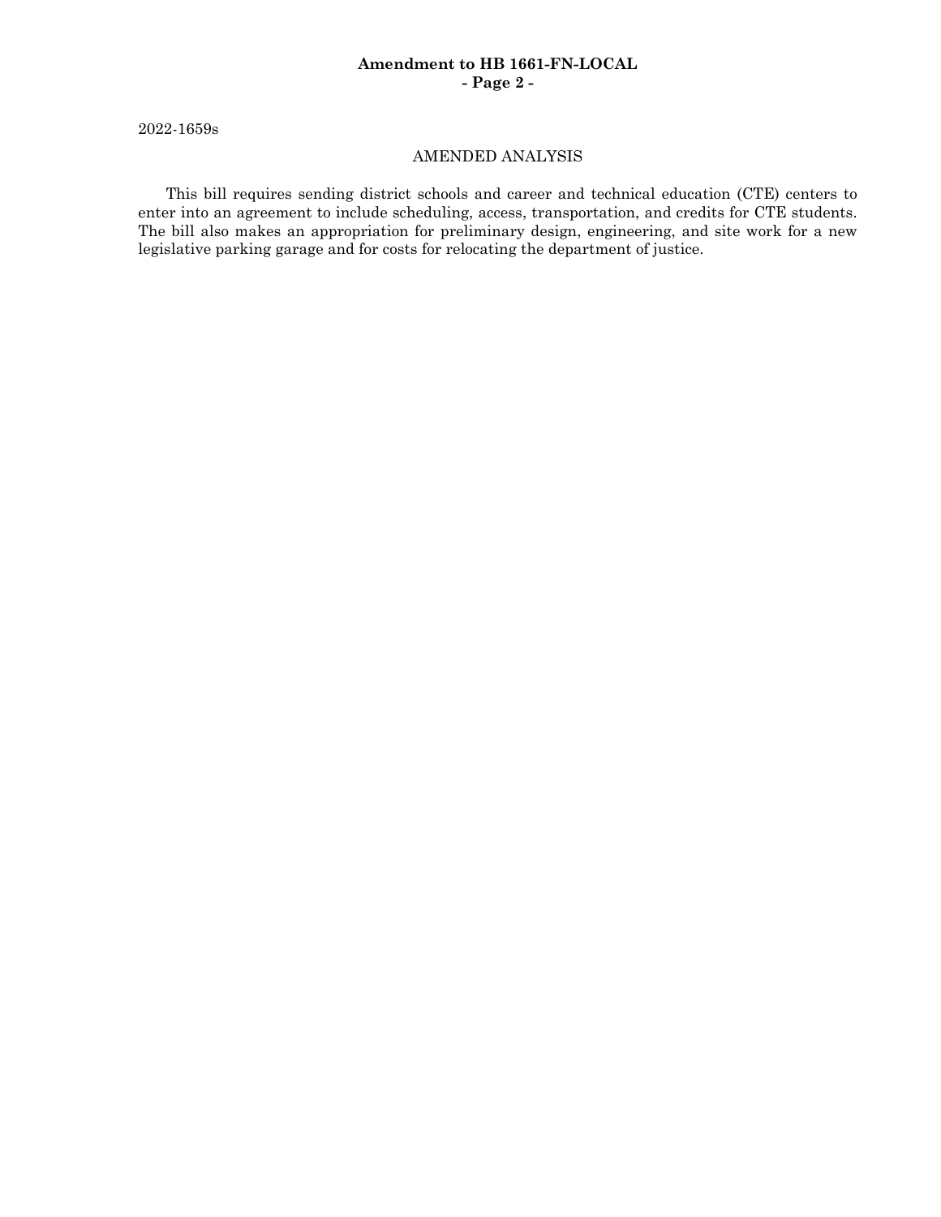2022-1659s

## AMENDED ANALYSIS

This bill requires sending district schools and career and technical education (CTE) centers to enter into an agreement to include scheduling, access, transportation, and credits for CTE students. The bill also makes an appropriation for preliminary design, engineering, and site work for a new legislative parking garage and for costs for relocating the department of justice.